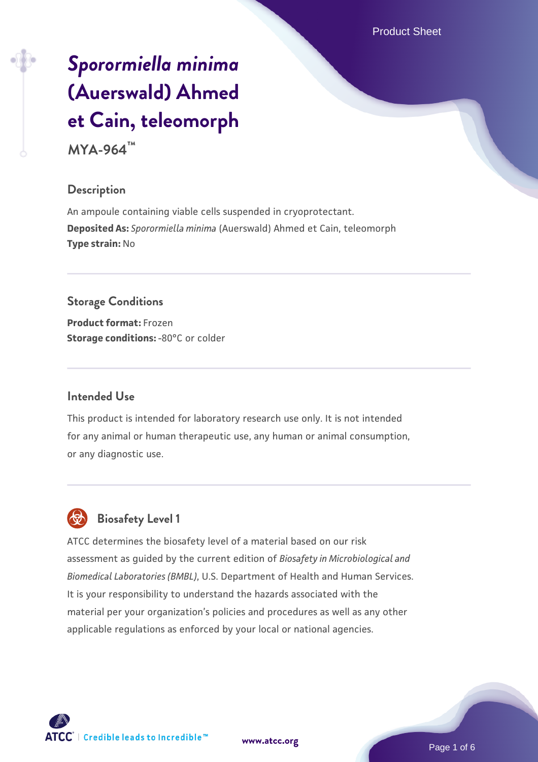# *Sporormiella minima* (Auerswald) Ahmed et Cain, teleomorph

**MYA-964™**

## Description

An ampoule containing viable cells suspended in cryoprotectant.

**Deposited As:** *Sporormiella minima* (Auerswald) Ahmed et Cain, teleomorph

**Type strain:** No

## Storage Conditions

**Product format:** Frozen

**Storage conditions:** -80°C or colder

## Intended Use

This product is intended for laboratory research use only. It is not intended for any animal or human therapeutic use, any human or animal consumption, or any diagnostic use.

## Biosafety Level 1

ATCC determines the biosafety level of a material based on our risk assessment as guided by the current edition of *Biosafety in Microbiological and Biomedical Laboratories (BMBL)*, U.S. Department of Health and Human Services. It is your responsibility to understand the hazards associated with the material per your organization's policies and procedures as well as any other applicable regulations as enforced by your local or national agencies.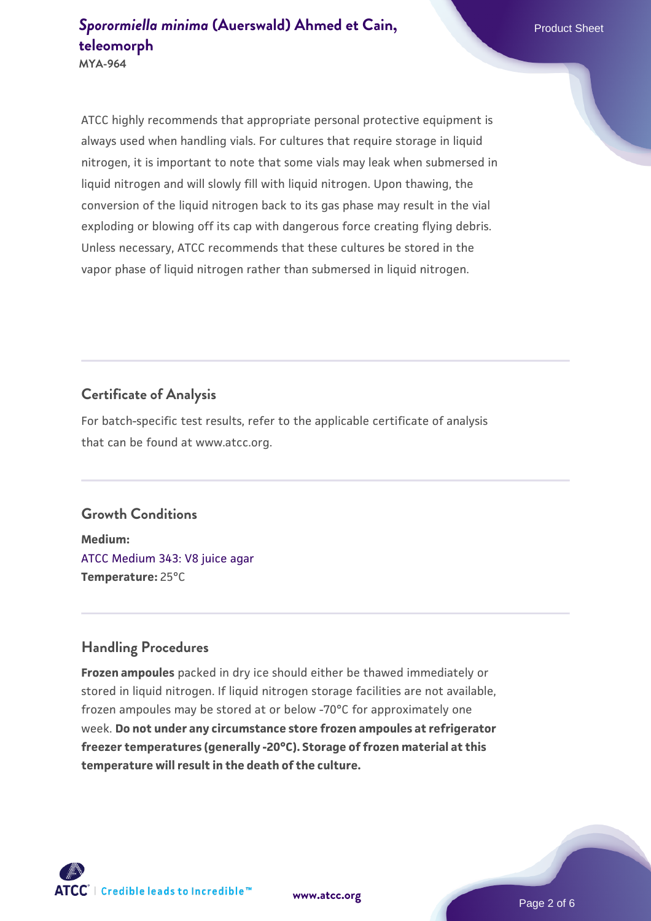ATCC highly recommends that appropriate personal protective equipment is always used when handling vials. For cultures that require storage in liquid nitrogen, it is important to note that some vials may leak when submersed in liquid nitrogen and will slowly fill with liquid nitrogen. Upon thawing, the conversion of the liquid nitrogen back to its gas phase may result in the vial exploding or blowing off its cap with dangerous force creating flying debris. Unless necessary, ATCC recommends that these cultures be stored in the vapor phase of liquid nitrogen rather than submersed in liquid nitrogen.

## Certificate of Analysis

For batch-specific test results, refer to the applicable certificate of analysis that can be found at www.atcc.org.

## Growth Conditions

**Medium:**
ATCC Medium 343: V8 juice agar
**Temperature:** 25°C

## Handling Procedures

**Frozen ampoules** packed in dry ice should either be thawed immediately or stored in liquid nitrogen. If liquid nitrogen storage facilities are not available, frozen ampoules may be stored at or below -70°C for approximately one week. **Do not under any circumstance store frozen ampoules at refrigerator freezer temperatures (generally -20°C). Storage of frozen material at this temperature will result in the death of the culture.**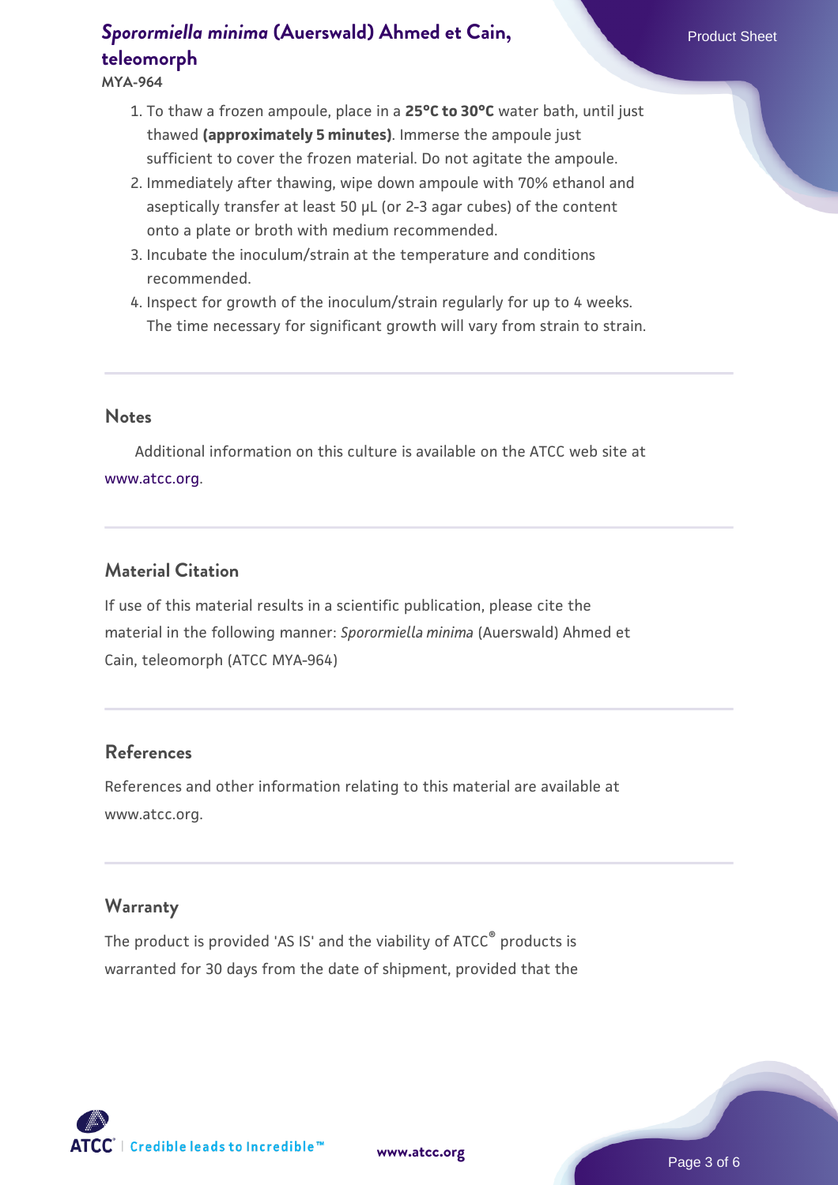1. To thaw a frozen ampoule, place in a **25°C to 30°C** water bath, until just thawed **(approximately 5 minutes)**. Immerse the ampoule just sufficient to cover the frozen material. Do not agitate the ampoule.
2. Immediately after thawing, wipe down ampoule with 70% ethanol and aseptically transfer at least 50 µL (or 2-3 agar cubes) of the content onto a plate or broth with medium recommended.
3. Incubate the inoculum/strain at the temperature and conditions recommended.
4. Inspect for growth of the inoculum/strain regularly for up to 4 weeks. The time necessary for significant growth will vary from strain to strain.

## Notes

Additional information on this culture is available on the ATCC web site at www.atcc.org.

## Material Citation

If use of this material results in a scientific publication, please cite the material in the following manner: *Sporormiella minima* (Auerswald) Ahmed et Cain, teleomorph (ATCC MYA-964)

## References

References and other information relating to this material are available at www.atcc.org.

## Warranty

The product is provided 'AS IS' and the viability of ATCC® products is warranted for 30 days from the date of shipment, provided that the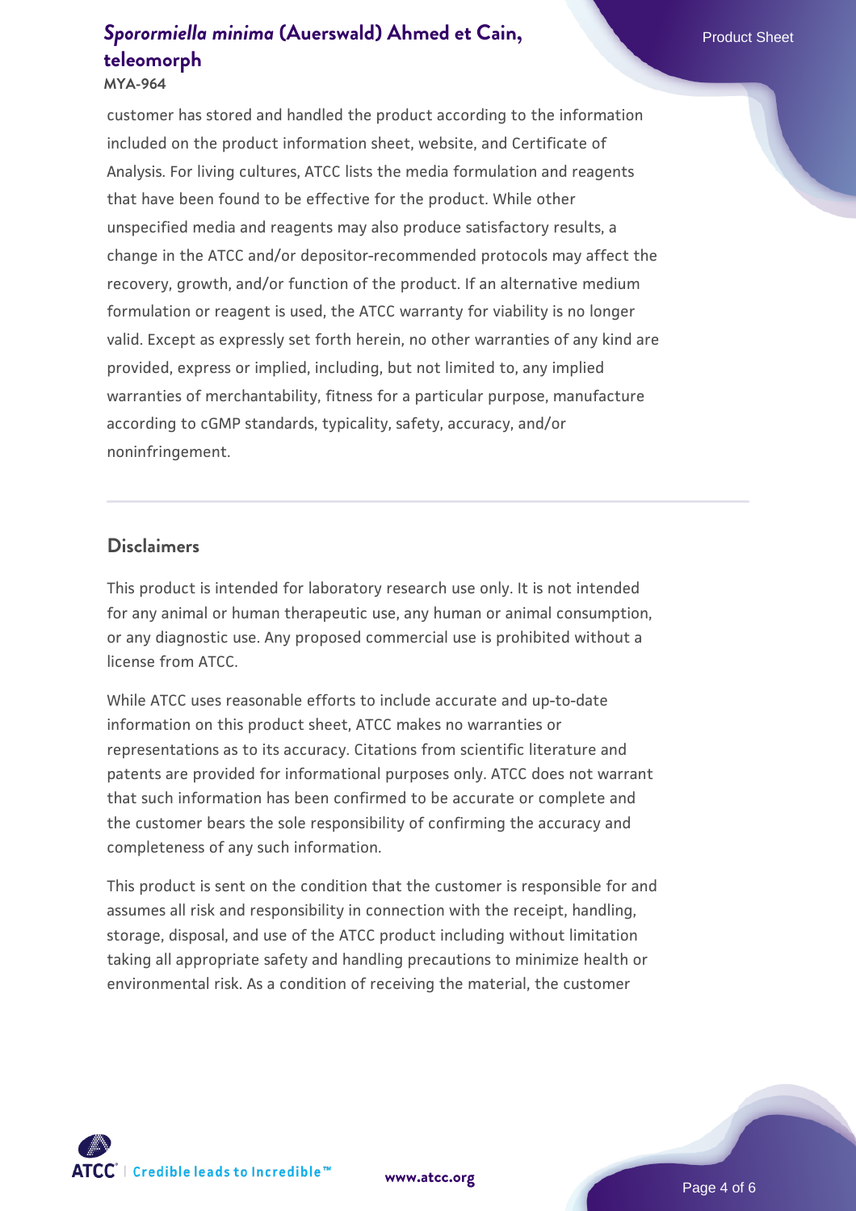customer has stored and handled the product according to the information included on the product information sheet, website, and Certificate of Analysis. For living cultures, ATCC lists the media formulation and reagents that have been found to be effective for the product. While other unspecified media and reagents may also produce satisfactory results, a change in the ATCC and/or depositor-recommended protocols may affect the recovery, growth, and/or function of the product. If an alternative medium formulation or reagent is used, the ATCC warranty for viability is no longer valid. Except as expressly set forth herein, no other warranties of any kind are provided, express or implied, including, but not limited to, any implied warranties of merchantability, fitness for a particular purpose, manufacture according to cGMP standards, typicality, safety, accuracy, and/or noninfringement.

## Disclaimers

This product is intended for laboratory research use only. It is not intended for any animal or human therapeutic use, any human or animal consumption, or any diagnostic use. Any proposed commercial use is prohibited without a license from ATCC.

While ATCC uses reasonable efforts to include accurate and up-to-date information on this product sheet, ATCC makes no warranties or representations as to its accuracy. Citations from scientific literature and patents are provided for informational purposes only. ATCC does not warrant that such information has been confirmed to be accurate or complete and the customer bears the sole responsibility of confirming the accuracy and completeness of any such information.

This product is sent on the condition that the customer is responsible for and assumes all risk and responsibility in connection with the receipt, handling, storage, disposal, and use of the ATCC product including without limitation taking all appropriate safety and handling precautions to minimize health or environmental risk. As a condition of receiving the material, the customer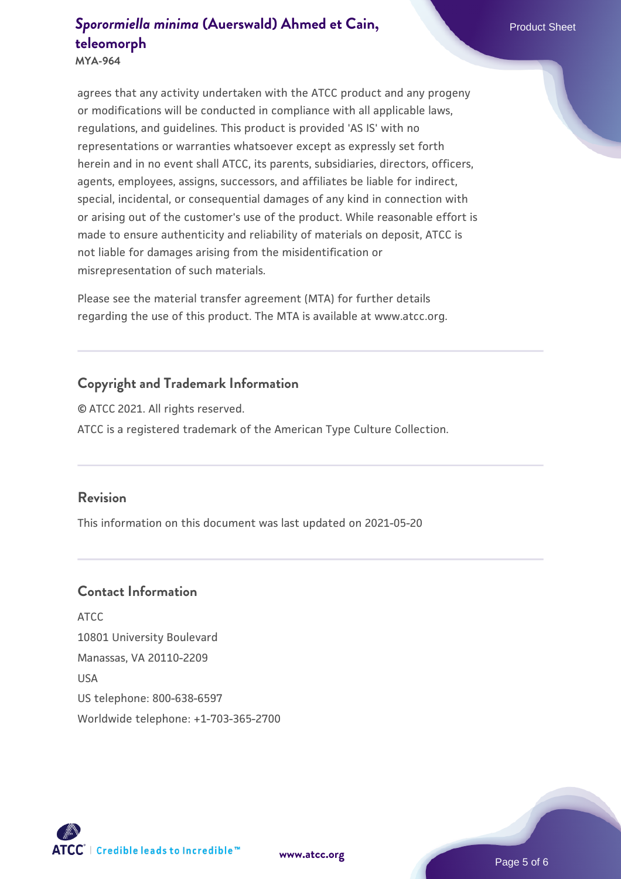agrees that any activity undertaken with the ATCC product and any progeny or modifications will be conducted in compliance with all applicable laws, regulations, and guidelines. This product is provided 'AS IS' with no representations or warranties whatsoever except as expressly set forth herein and in no event shall ATCC, its parents, subsidiaries, directors, officers, agents, employees, assigns, successors, and affiliates be liable for indirect, special, incidental, or consequential damages of any kind in connection with or arising out of the customer's use of the product. While reasonable effort is made to ensure authenticity and reliability of materials on deposit, ATCC is not liable for damages arising from the misidentification or misrepresentation of such materials.

Please see the material transfer agreement (MTA) for further details regarding the use of this product. The MTA is available at www.atcc.org.

## Copyright and Trademark Information

© ATCC 2021. All rights reserved.

ATCC is a registered trademark of the American Type Culture Collection.

## Revision

This information on this document was last updated on 2021-05-20

## Contact Information

ATCC
10801 University Boulevard
Manassas, VA 20110-2209
USA
US telephone: 800-638-6597
Worldwide telephone: +1-703-365-2700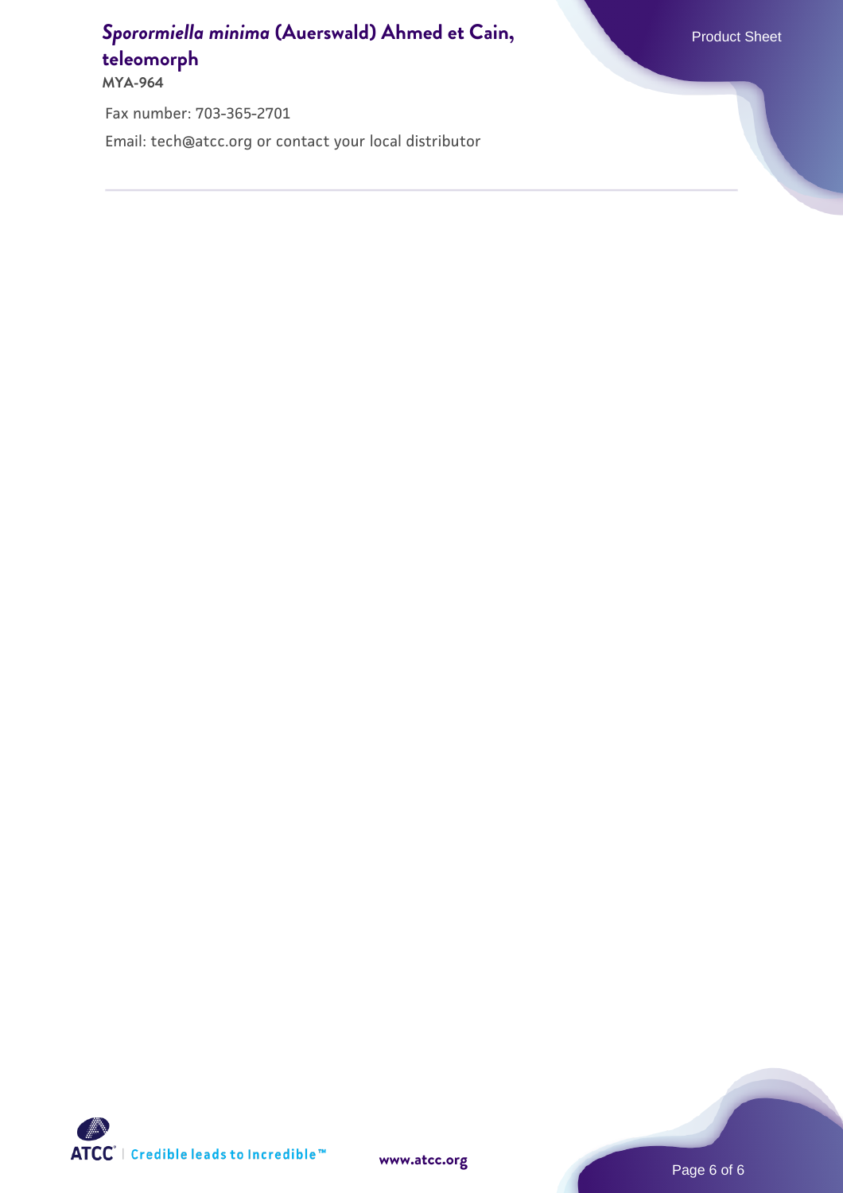Fax number: 703-365-2701

Email: tech@atcc.org or contact your local distributor